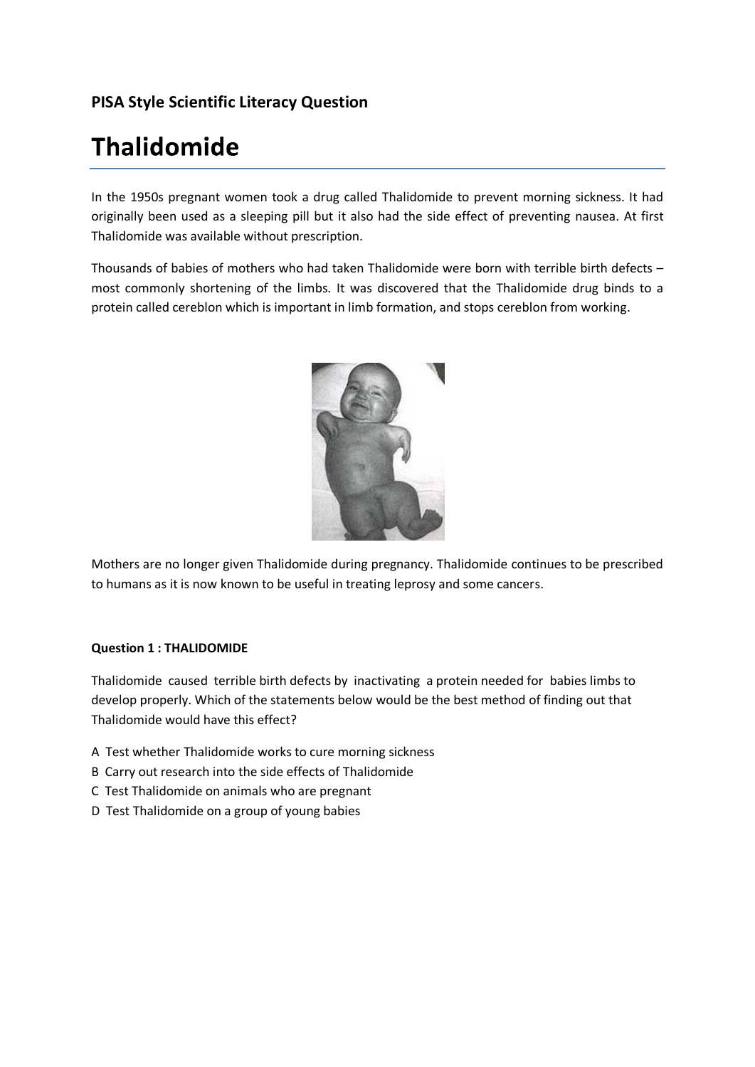**PISA Style Scientific Literacy Question**

# Thalidomide

In the 1950s pregnant women took a drug called Thalidomide to prevent morning sickness. It had originally been used as a sleeping pill but it also had the side effect of preventing nausea. At first Thalidomide was available without prescription.

Thousands of babies of mothers who had taken Thalidomide were born with terrible birth defects – most commonly shortening of the limbs. It was discovered that the Thalidomide drug binds to a protein called cereblon which is important in limb formation, and stops cereblon from working.

Mothers are no longer given Thalidomide during pregnancy. Thalidomide continues to be prescribed to humans as it is now known to be useful in treating leprosy and some cancers.

**Question 1 : THALIDOMIDE**

Thalidomide caused terrible birth defects by inactivating a protein needed for babies limbs to develop properly. Which of the statements below would be the best method of finding out that Thalidomide would have this effect?

A Test whether Thalidomide works to cure morning sickness
B Carry out research into the side effects of Thalidomide
C Test Thalidomide on animals who are pregnant
D Test Thalidomide on a group of young babies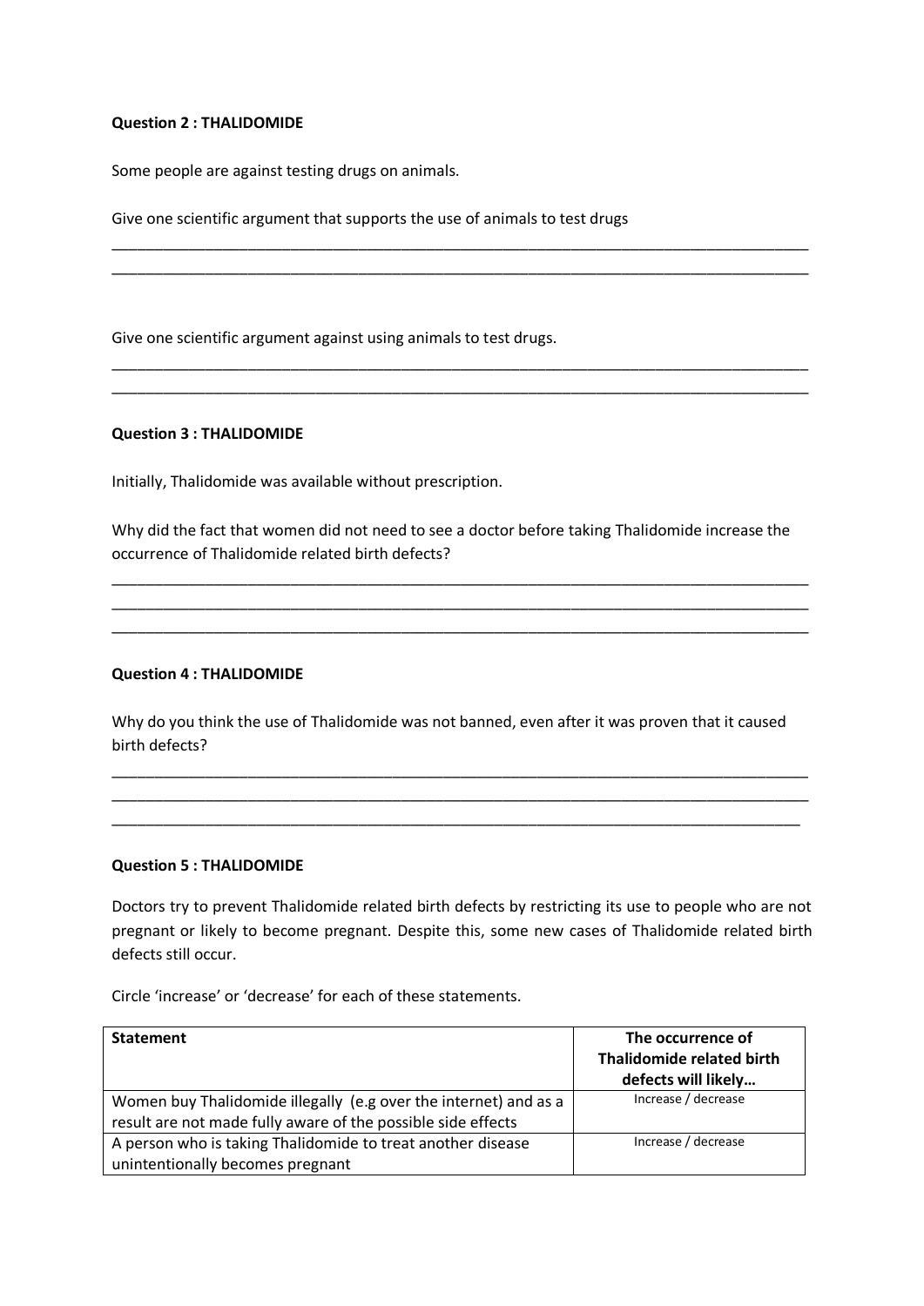**Question 2 : THALIDOMIDE**

Some people are against testing drugs on animals.

Give one scientific argument that supports the use of animals to test drugs

_____________________________________________________________________________________
_____________________________________________________________________________________

Give one scientific argument against using animals to test drugs.

_____________________________________________________________________________________
_____________________________________________________________________________________

**Question 3 : THALIDOMIDE**

Initially, Thalidomide was available without prescription.

Why did the fact that women did not need to see a doctor before taking Thalidomide increase the occurrence of Thalidomide related birth defects?

_____________________________________________________________________________________
_____________________________________________________________________________________
_____________________________________________________________________________________

**Question 4 : THALIDOMIDE**

Why do you think the use of Thalidomide was not banned, even after it was proven that it caused birth defects?

_____________________________________________________________________________________
_____________________________________________________________________________________
_____________________________________________________________________________________

**Question 5 : THALIDOMIDE**

Doctors try to prevent Thalidomide related birth defects by restricting its use to people who are not pregnant or likely to become pregnant. Despite this, some new cases of Thalidomide related birth defects still occur.

Circle 'increase' or 'decrease' for each of these statements.

| **Statement** | **The occurrence of Thalidomide related birth defects will likely…** |
|---|---|
| Women buy Thalidomide illegally (e.g over the internet) and as a result are not made fully aware of the possible side effects | Increase / decrease |
| A person who is taking Thalidomide to treat another disease unintentionally becomes pregnant | Increase / decrease |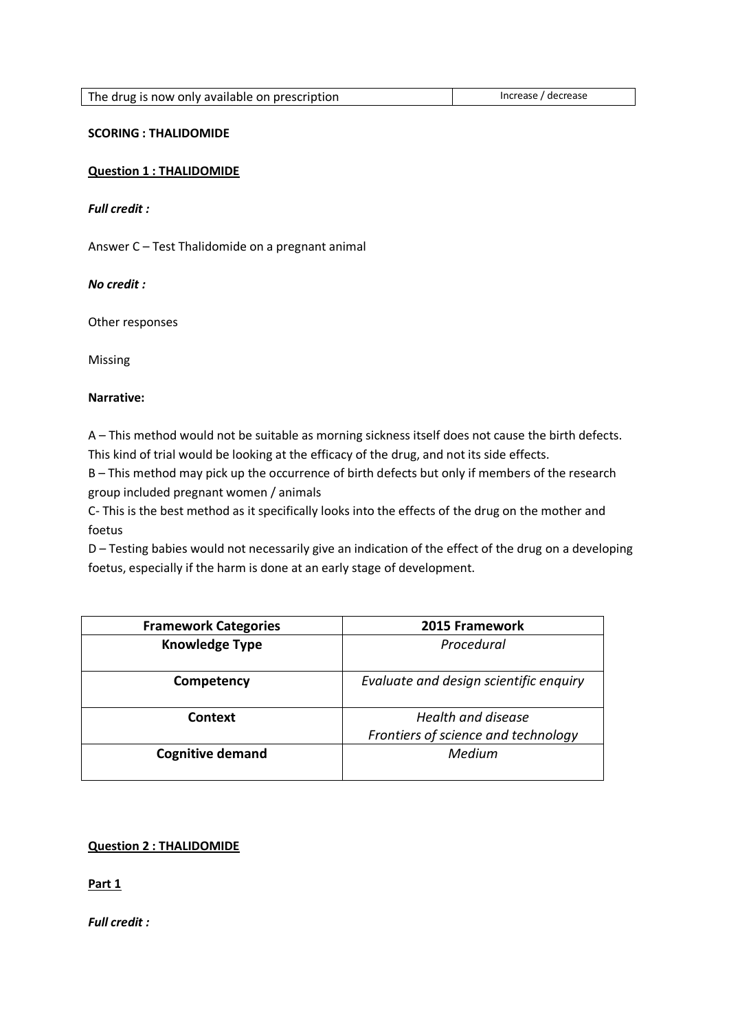| The drug is now only available on prescription | Increase / decrease |
|---|---|

**SCORING : THALIDOMIDE**

**Question 1 : THALIDOMIDE**

***Full credit :***

Answer C – Test Thalidomide on a pregnant animal

***No credit :***

Other responses

Missing

**Narrative:**

A – This method would not be suitable as morning sickness itself does not cause the birth defects. This kind of trial would be looking at the efficacy of the drug, and not its side effects.

B – This method may pick up the occurrence of birth defects but only if members of the research group included pregnant women / animals

C- This is the best method as it specifically looks into the effects of the drug on the mother and foetus

D – Testing babies would not necessarily give an indication of the effect of the drug on a developing foetus, especially if the harm is done at an early stage of development.

| Framework Categories | 2015 Framework |
|---|---|
| **Knowledge Type** | *Procedural* |
| **Competency** | *Evaluate and design scientific enquiry* |
| **Context** | *Health and disease*<br>*Frontiers of science and technology* |
| **Cognitive demand** | *Medium* |

**Question 2 : THALIDOMIDE**

**Part 1**

***Full credit :***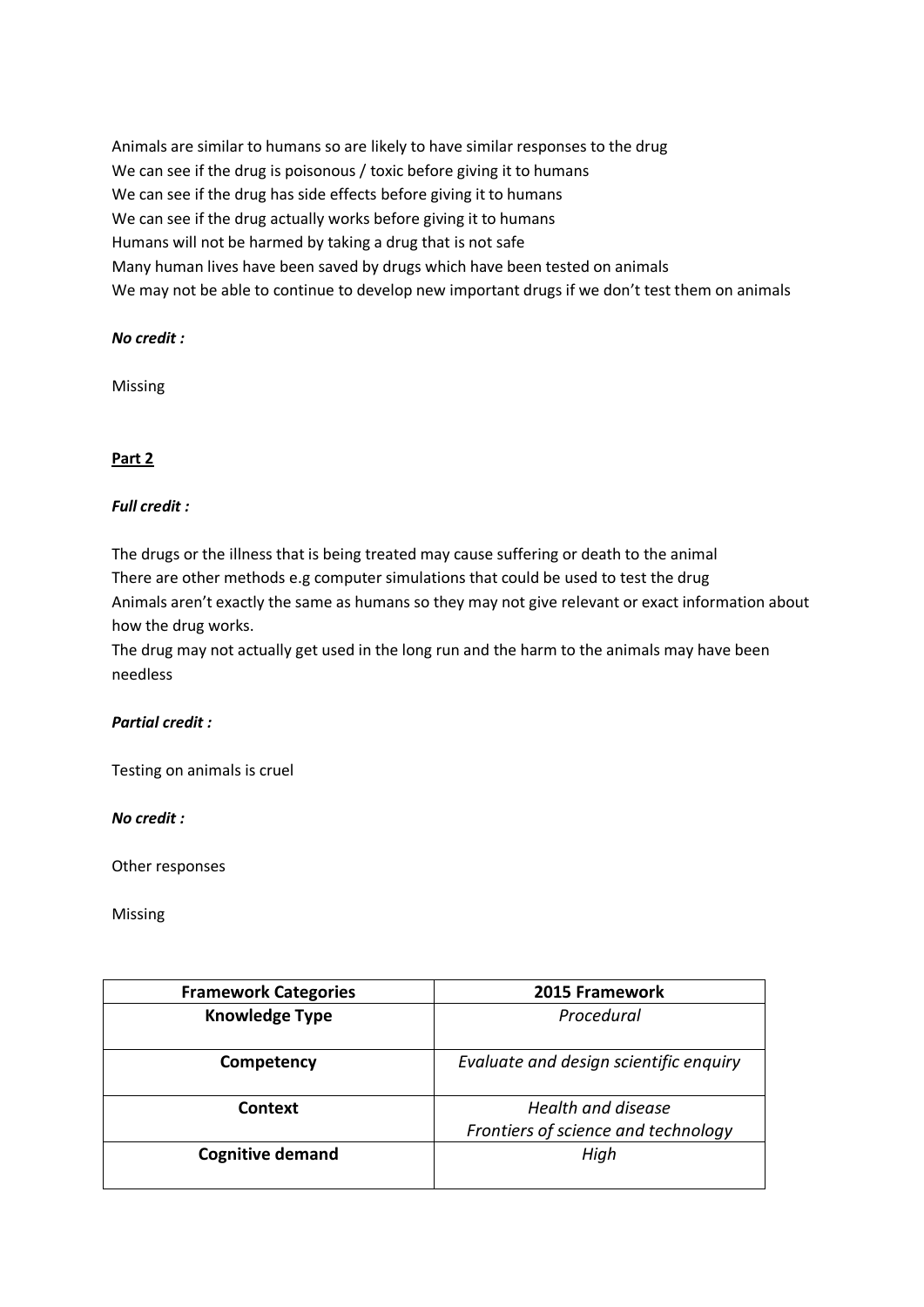Animals are similar to humans so are likely to have similar responses to the drug
We can see if the drug is poisonous / toxic before giving it to humans
We can see if the drug has side effects before giving it to humans
We can see if the drug actually works before giving it to humans
Humans will not be harmed by taking a drug that is not safe
Many human lives have been saved by drugs which have been tested on animals
We may not be able to continue to develop new important drugs if we don't test them on animals

***No credit :***

Missing

**Part 2**

***Full credit :***

The drugs or the illness that is being treated may cause suffering or death to the animal
There are other methods e.g computer simulations that could be used to test the drug
Animals aren't exactly the same as humans so they may not give relevant or exact information about how the drug works.
The drug may not actually get used in the long run and the harm to the animals may have been needless

***Partial credit :***

Testing on animals is cruel

***No credit :***

Other responses

Missing

| Framework Categories | 2015 Framework |
|---|---|
| **Knowledge Type** | *Procedural* |
| **Competency** | *Evaluate and design scientific enquiry* |
| **Context** | *Health and disease*<br>*Frontiers of science and technology* |
| **Cognitive demand** | *High* |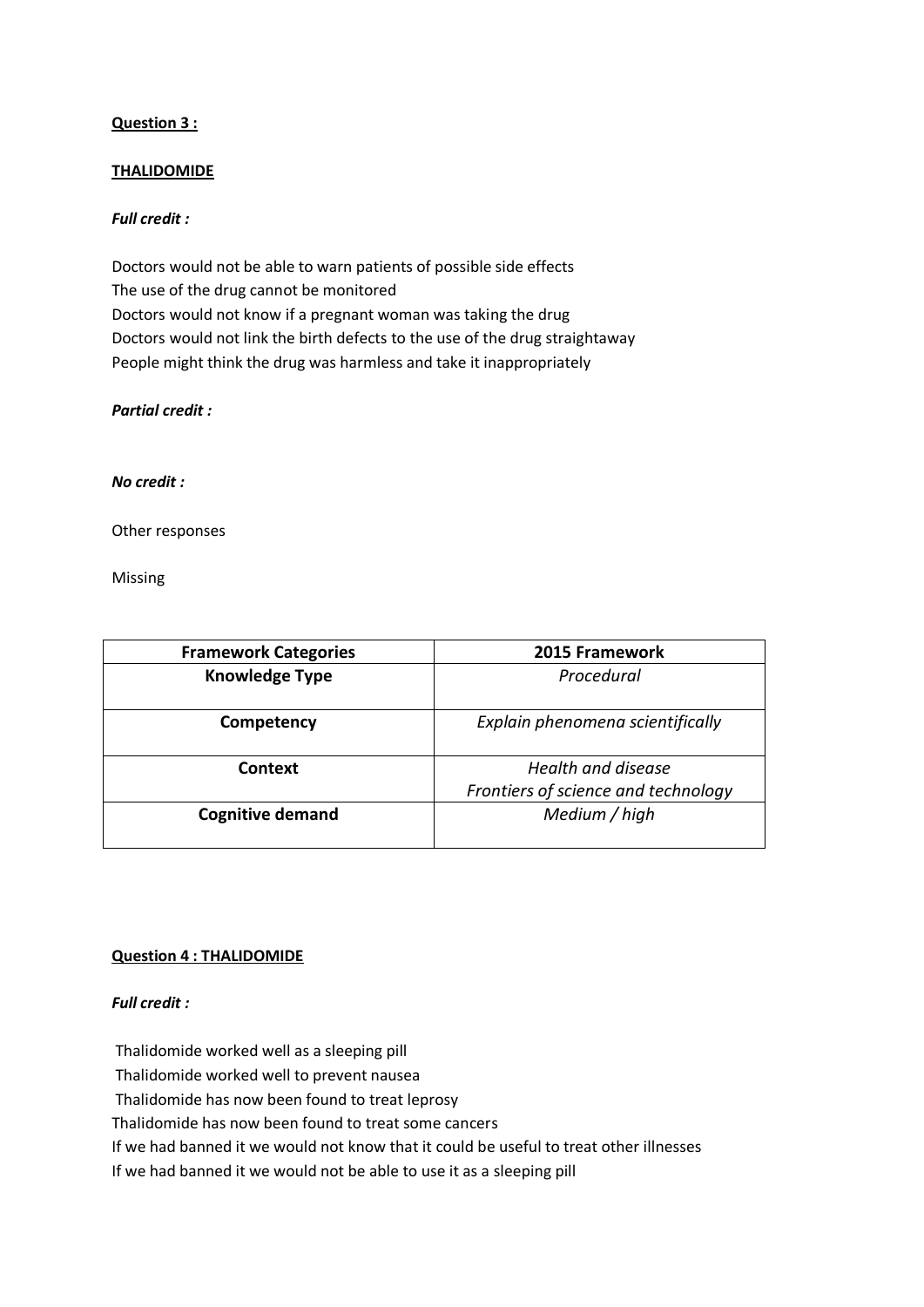**Question 3 :**

**THALIDOMIDE**

***Full credit :***

Doctors would not be able to warn patients of possible side effects
The use of the drug cannot be monitored
Doctors would not know if a pregnant woman was taking the drug
Doctors would not link the birth defects to the use of the drug straightaway
People might think the drug was harmless and take it inappropriately

***Partial credit :***

***No credit :***

Other responses

Missing

| Framework Categories | 2015 Framework |
|---|---|
| **Knowledge Type** | *Procedural* |
| **Competency** | *Explain phenomena scientifically* |
| **Context** | *Health and disease*<br>*Frontiers of science and technology* |
| **Cognitive demand** | *Medium / high* |

**Question 4 : THALIDOMIDE**

***Full credit :***

Thalidomide worked well as a sleeping pill
Thalidomide worked well to prevent nausea
Thalidomide has now been found to treat leprosy
Thalidomide has now been found to treat some cancers
If we had banned it we would not know that it could be useful to treat other illnesses
If we had banned it we would not be able to use it as a sleeping pill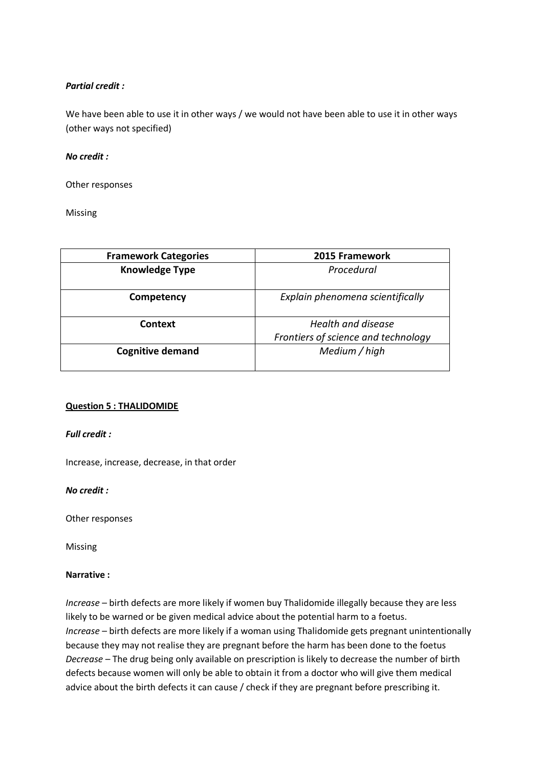***Partial credit :***

We have been able to use it in other ways / we would not have been able to use it in other ways (other ways not specified)

***No credit :***

Other responses

Missing

| Framework Categories | 2015 Framework |
|---|---|
| **Knowledge Type** | *Procedural* |
| **Competency** | *Explain phenomena scientifically* |
| **Context** | *Health and disease*<br>*Frontiers of science and technology* |
| **Cognitive demand** | *Medium / high* |

**<u>Question 5 : THALIDOMIDE</u>**

***Full credit :***

Increase, increase, decrease, in that order

***No credit :***

Other responses

Missing

**Narrative :**

*Increase* – birth defects are more likely if women buy Thalidomide illegally because they are less likely to be warned or be given medical advice about the potential harm to a foetus.
*Increase* – birth defects are more likely if a woman using Thalidomide gets pregnant unintentionally because they may not realise they are pregnant before the harm has been done to the foetus
*Decrease* – The drug being only available on prescription is likely to decrease the number of birth defects because women will only be able to obtain it from a doctor who will give them medical advice about the birth defects it can cause / check if they are pregnant before prescribing it.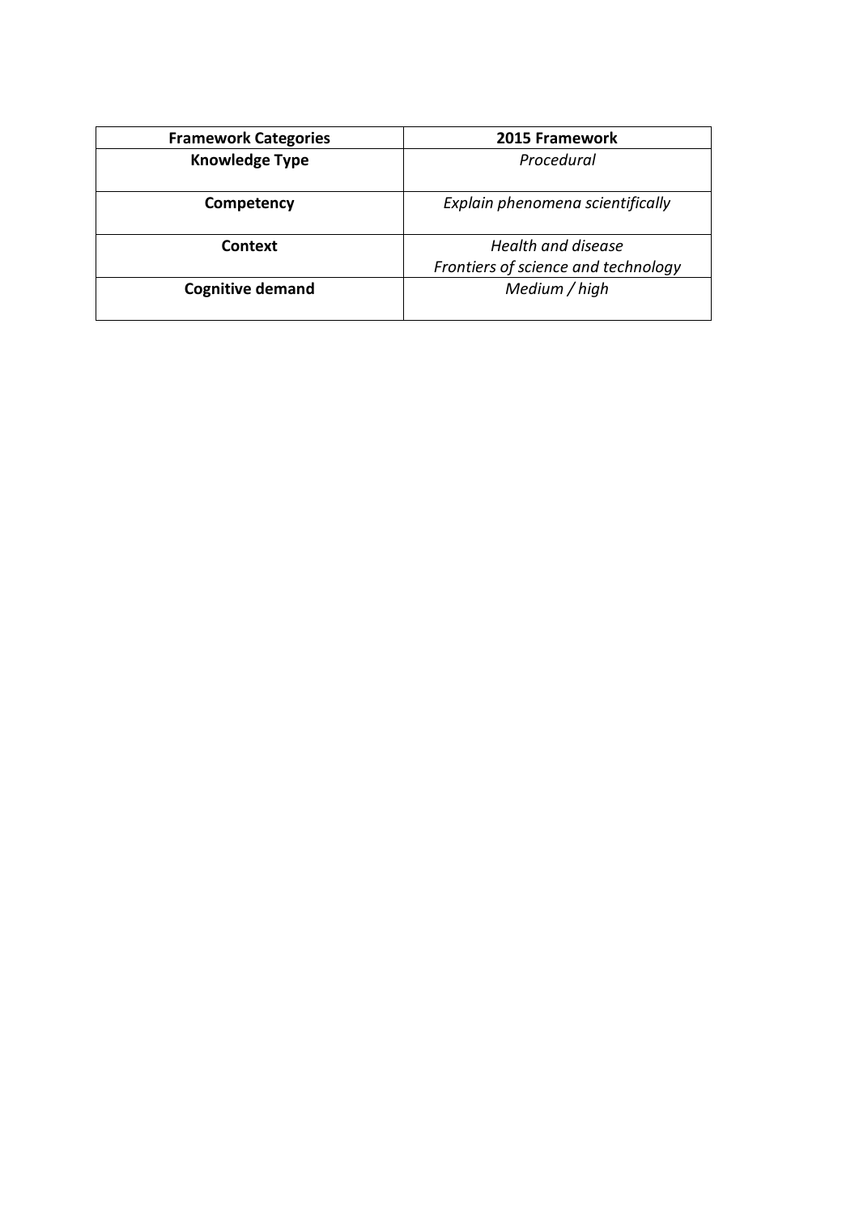| **Framework Categories** | **2015 Framework** |
|---|---|
| **Knowledge Type** | *Procedural* |
| **Competency** | *Explain phenomena scientifically* |
| **Context** | *Health and disease*<br>*Frontiers of science and technology* |
| **Cognitive demand** | *Medium / high* |